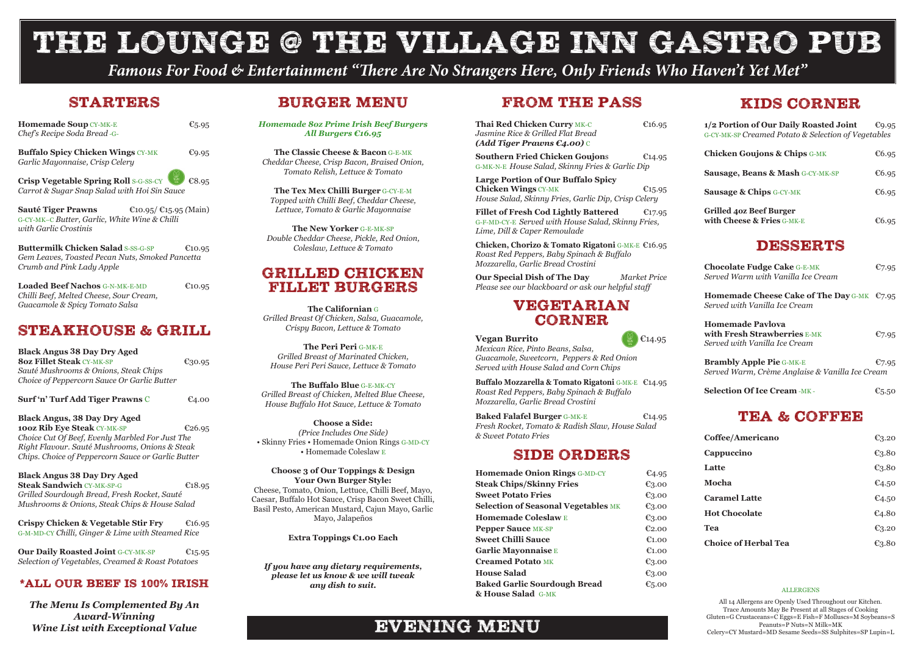# THE LOUNGE @ THE VILLAGE INN GASTRO PUB

*Famous For Food & Entertainment "There Are No Strangers Here, Only Friends Who Haven't Yet Met"*

## STARTERS

**Homemade Soup** CY-MK-E €5.95
*Chef's Recipe Soda Bread* -G-

**Buffalo Spicy Chicken Wings** CY-MK €9.95
*Garlic Mayonnaise, Crisp Celery*

**Crisp Vegetable Spring Roll** S-G-SS-CY €8.95
*Carrot & Sugar Snap Salad with Hoi Sin Sauce*

**Sauté Tiger Prawns** €10.95/ €15.95 (Main)
G-CY-MK–C *Butter, Garlic, White Wine & Chilli with Garlic Crostinis*

**Buttermilk Chicken Salad** S-SS-G-SP €10.95
*Gem Leaves, Toasted Pecan Nuts, Smoked Pancetta Crumb and Pink Lady Apple*

**Loaded Beef Nachos** G-N-MK-E-MD €10.95
*Chilli Beef, Melted Cheese, Sour Cream, Guacamole & Spicy Tomato Salsa*

## STEAKHOUSE & GRILL

**Black Angus 38 Day Dry Aged 8oz Fillet Steak** CY-MK-SP €30.95
*Sauté Mushrooms & Onions, Steak Chips Choice of Peppercorn Sauce Or Garlic Butter*

**Surf 'n' Turf Add Tiger Prawns** C €4.00

**Black Angus, 38 Day Dry Aged 10oz Rib Eye Steak** CY-MK-SP €26.95
*Choice Cut Of Beef, Evenly Marbled For Just The Right Flavour. Sauté Mushrooms, Onions & Steak Chips. Choice of Peppercorn Sauce or Garlic Butter*

**Black Angus 38 Day Dry Aged Steak Sandwich** CY-MK-SP-G €18.95
*Grilled Sourdough Bread, Fresh Rocket, Sauté Mushrooms & Onions, Steak Chips & House Salad*

**Crispy Chicken & Vegetable Stir Fry** €16.95
G-M-MD-CY *Chilli, Ginger & Lime with Steamed Rice*

**Our Daily Roasted Joint** G-CY-MK-SP €15.95
*Selection of Vegetables, Creamed & Roast Potatoes*

### *ALL OUR BEEF IS 100% IRISH

***The Menu Is Complemented By An Award-Winning Wine List with Exceptional Value***

## BURGER MENU

***Homemade 8oz Prime Irish Beef Burgers All Burgers €16.95***

**The Classic Cheese & Bacon** G-E-MK
*Cheddar Cheese, Crisp Bacon, Braised Onion, Tomato Relish, Lettuce & Tomato*

**The Tex Mex Chilli Burger** G-CY-E-M
*Topped with Chilli Beef, Cheddar Cheese, Lettuce, Tomato & Garlic Mayonnaise*

**The New Yorker** G-E-MK-SP
*Double Cheddar Cheese, Pickle, Red Onion, Coleslaw, Lettuce & Tomato*

## GRILLED CHICKEN FILLET BURGERS

**The Californian** G
*Grilled Breast Of Chicken, Salsa, Guacamole, Crispy Bacon, Lettuce & Tomato*

**The Peri Peri** G-MK-E
*Grilled Breast of Marinated Chicken, House Peri Peri Sauce, Lettuce & Tomato*

**The Buffalo Blue** G-E-MK-CY
*Grilled Breast of Chicken, Melted Blue Cheese, House Buffalo Hot Sauce, Lettuce & Tomato*

**Choose a Side:**
*(Price Includes One Side)*
• Skinny Fries • Homemade Onion Rings G-MD-CY • Homemade Coleslaw E

**Choose 3 of Our Toppings & Design Your Own Burger Style:**
Cheese, Tomato, Onion, Lettuce, Chilli Beef, Mayo, Caesar, Buffalo Hot Sauce, Crisp Bacon Sweet Chilli, Basil Pesto, American Mustard, Cajun Mayo, Garlic Mayo, Jalapeños

**Extra Toppings €1.00 Each**

***If you have any dietary requirements, please let us know & we will tweak any dish to suit.***

## FROM THE PASS

**Thai Red Chicken Curry** MK-C €16.95
*Jasmine Rice & Grilled Flat Bread*
***(Add Tiger Prawns €4.00)*** C

**Southern Fried Chicken Goujons** €14.95
G-MK-N-E *House Salad, Skinny Fries & Garlic Dip*

**Large Portion of Our Buffalo Spicy Chicken Wings** CY-MK €15.95
*House Salad, Skinny Fries, Garlic Dip, Crisp Celery*

**Fillet of Fresh Cod Lightly Battered** €17.95
G-F-MD-CY-E *Served with House Salad, Skinny Fries, Lime, Dill & Caper Remoulade*

**Chicken, Chorizo & Tomato Rigatoni** G-MK-E €16.95
*Roast Red Peppers, Baby Spinach & Buffalo Mozzarella, Garlic Bread Crostini*

**Our Special Dish of The Day** *Market Price*
*Please see our blackboard or ask our helpful staff*

## VEGETARIAN CORNER

**Vegan Burrito** €14.95
*Mexican Rice, Pinto Beans, Salsa, Guacamole, Sweetcorn, Peppers & Red Onion Served with House Salad and Corn Chips*

**Buffalo Mozzarella & Tomato Rigatoni** G-MK-E €14.95
*Roast Red Peppers, Baby Spinach & Buffalo Mozzarella, Garlic Bread Crostini*

**Baked Falafel Burger** G-MK-E €14.95
*Fresh Rocket, Tomato & Radish Slaw, House Salad & Sweet Potato Fries*

## SIDE ORDERS

| Item | Price |
|---|---|
| **Homemade Onion Rings** G-MD-CY | €4.95 |
| **Steak Chips/Skinny Fries** | €3.00 |
| **Sweet Potato Fries** | €3.00 |
| **Selection of Seasonal Vegetables** MK | €3.00 |
| **Homemade Coleslaw** E | €3.00 |
| **Pepper Sauce** MK-SP | €2.00 |
| **Sweet Chilli Sauce** | €1.00 |
| **Garlic Mayonnaise** E | €1.00 |
| **Creamed Potato** MK | €3.00 |
| **House Salad** | €3.00 |
| **Baked Garlic Sourdough Bread & House Salad** G-MK | €5.00 |

## KIDS CORNER

**1/2 Portion of Our Daily Roasted Joint** €9.95
G-CY-MK-SP *Creamed Potato & Selection of Vegetables*

**Chicken Goujons & Chips** G-MK €6.95

**Sausage, Beans & Mash** G-CY-MK-SP €6.95

**Sausage & Chips** G-CY-MK €6.95

**Grilled 4oz Beef Burger with Cheese & Fries** G-MK-E €6.95

## DESSERTS

**Chocolate Fudge Cake** G-E-MK €7.95
*Served Warm with Vanilla Ice Cream*

**Homemade Cheese Cake of The Day** G-MK €7.95
*Served with Vanilla Ice Cream*

**Homemade Pavlova with Fresh Strawberries** E-MK €7.95
*Served with Vanilla Ice Cream*

**Brambly Apple Pie** G-MK-E €7.95
*Served Warm, Crème Anglaise & Vanilla Ice Cream*

**Selection Of Ice Cream** -MK- €5.50

## TEA & COFFEE

| Item | Price |
|---|---|
| **Coffee/Americano** | €3.20 |
| **Cappuccino** | €3.80 |
| **Latte** | €3.80 |
| **Mocha** | €4.50 |
| **Caramel Latte** | €4.50 |
| **Hot Chocolate** | €4.80 |
| **Tea** | €3.20 |
| **Choice of Herbal Tea** | €3.80 |

ALLERGENS

All 14 Allergens are Openly Used Throughout our Kitchen. Trace Amounts May Be Present at all Stages of Cooking Gluten=G Crustaceans=C Eggs=E Fish=F Molluscs=M Soybeans=S Peanuts=P Nuts=N Milk=MK Celery=CY Mustard=MD Sesame Seeds=SS Sulphites=SP Lupin=L

## EVENING MENU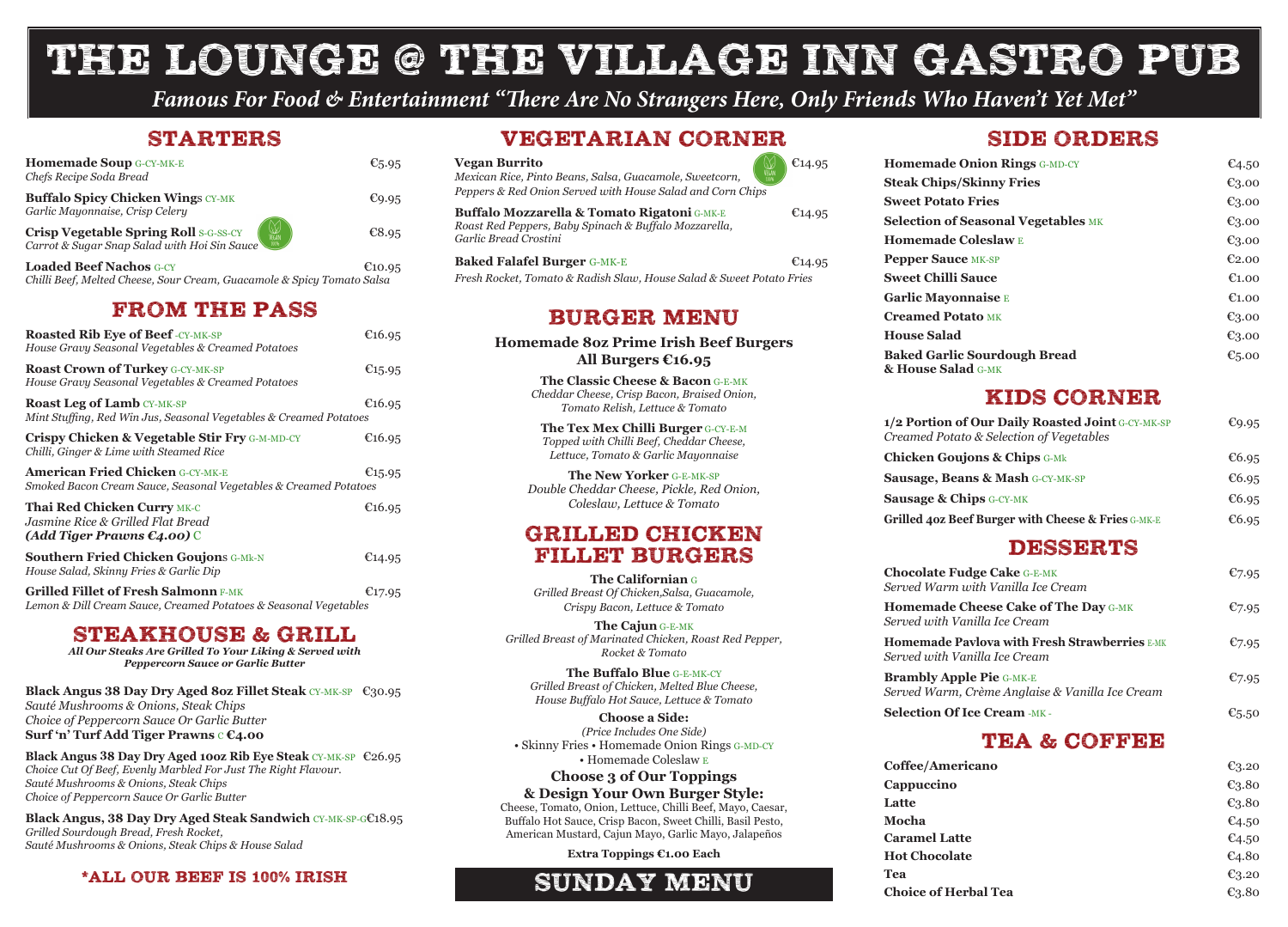# THE LOUNGE @ THE VILLAGE INN GASTRO PUB

*Famous For Food & Entertainment "There Are No Strangers Here, Only Friends Who Haven't Yet Met"*

## STARTERS

**Homemade Soup** G-CY-MK-E — €5.95
*Chefs Recipe Soda Bread*

**Buffalo Spicy Chicken Wings** CY-MK — €9.95
*Garlic Mayonnaise, Crisp Celery*

**Crisp Vegetable Spring Roll** S-G-SS-CY (Vegan) — €8.95
*Carrot & Sugar Snap Salad with Hoi Sin Sauce*

**Loaded Beef Nachos** G-CY — €10.95
*Chilli Beef, Melted Cheese, Sour Cream, Guacamole & Spicy Tomato Salsa*

## FROM THE PASS

**Roasted Rib Eye of Beef** -CY-MK-SP — €16.95
*House Gravy Seasonal Vegetables & Creamed Potatoes*

**Roast Crown of Turkey** G-CY-MK-SP — €15.95
*House Gravy Seasonal Vegetables & Creamed Potatoes*

**Roast Leg of Lamb** CY-MK-SP — €16.95
*Mint Stuffing, Red Win Jus, Seasonal Vegetables & Creamed Potatoes*

**Crispy Chicken & Vegetable Stir Fry** G-M-MD-CY — €16.95
*Chilli, Ginger & Lime with Steamed Rice*

**American Fried Chicken** G-CY-MK-E — €15.95
*Smoked Bacon Cream Sauce, Seasonal Vegetables & Creamed Potatoes*

**Thai Red Chicken Curry** MK-C — €16.95
*Jasmine Rice & Grilled Flat Bread*
***(Add Tiger Prawns €4.00)*** C

**Southern Fried Chicken Goujons** G-Mk-N — €14.95
*House Salad, Skinny Fries & Garlic Dip*

**Grilled Fillet of Fresh Salmonn** F-MK — €17.95
*Lemon & Dill Cream Sauce, Creamed Potatoes & Seasonal Vegetables*

## STEAKHOUSE & GRILL

***All Our Steaks Are Grilled To Your Liking & Served with Peppercorn Sauce or Garlic Butter***

**Black Angus 38 Day Dry Aged 8oz Fillet Steak** CY-MK-SP — €30.95
*Sauté Mushrooms & Onions, Steak Chips*
*Choice of Peppercorn Sauce Or Garlic Butter*
**Surf 'n' Turf Add Tiger Prawns** C **€4.00**

**Black Angus 38 Day Dry Aged 10oz Rib Eye Steak** CY-MK-SP — €26.95
*Choice Cut Of Beef, Evenly Marbled For Just The Right Flavour.*
*Sauté Mushrooms & Onions, Steak Chips*
*Choice of Peppercorn Sauce Or Garlic Butter*

**Black Angus, 38 Day Dry Aged Steak Sandwich** CY-MK-SP-G — €18.95
*Grilled Sourdough Bread, Fresh Rocket,*
*Sauté Mushrooms & Onions, Steak Chips & House Salad*

**\*ALL OUR BEEF IS 100% IRISH**

## VEGETARIAN CORNER

**Vegan Burrito** (Vegan) — €14.95
*Mexican Rice, Pinto Beans, Salsa, Guacamole, Sweetcorn, Peppers & Red Onion Served with House Salad and Corn Chips*

**Buffalo Mozzarella & Tomato Rigatoni** G-MK-E — €14.95
*Roast Red Peppers, Baby Spinach & Buffalo Mozzarella, Garlic Bread Crostini*

**Baked Falafel Burger** G-MK-E — €14.95
*Fresh Rocket, Tomato & Radish Slaw, House Salad & Sweet Potato Fries*

## BURGER MENU

**Homemade 8oz Prime Irish Beef Burgers**
**All Burgers €16.95**

**The Classic Cheese & Bacon** G-E-MK
*Cheddar Cheese, Crisp Bacon, Braised Onion, Tomato Relish, Lettuce & Tomato*

**The Tex Mex Chilli Burger** G-CY-E-M
*Topped with Chilli Beef, Cheddar Cheese, Lettuce, Tomato & Garlic Mayonnaise*

**The New Yorker** G-E-MK-SP
*Double Cheddar Cheese, Pickle, Red Onion, Coleslaw, Lettuce & Tomato*

## GRILLED CHICKEN FILLET BURGERS

**The Californian** G
*Grilled Breast Of Chicken,Salsa, Guacamole, Crispy Bacon, Lettuce & Tomato*

**The Cajun** G-E-MK
*Grilled Breast of Marinated Chicken, Roast Red Pepper, Rocket & Tomato*

**The Buffalo Blue** G-E-MK-CY
*Grilled Breast of Chicken, Melted Blue Cheese, House Buffalo Hot Sauce, Lettuce & Tomato*

**Choose a Side:**
*(Price Includes One Side)*
• Skinny Fries • Homemade Onion Rings G-MD-CY
• Homemade Coleslaw E

**Choose 3 of Our Toppings & Design Your Own Burger Style:**
Cheese, Tomato, Onion, Lettuce, Chilli Beef, Mayo, Caesar, Buffalo Hot Sauce, Crisp Bacon, Sweet Chilli, Basil Pesto, American Mustard, Cajun Mayo, Garlic Mayo, Jalapeños

**Extra Toppings €1.00 Each**

## SUNDAY MENU

## SIDE ORDERS

| Item | Price |
|---|---|
| **Homemade Onion Rings** G-MD-CY | €4.50 |
| **Steak Chips/Skinny Fries** | €3.00 |
| **Sweet Potato Fries** | €3.00 |
| **Selection of Seasonal Vegetables** MK | €3.00 |
| **Homemade Coleslaw** E | €3.00 |
| **Pepper Sauce** MK-SP | €2.00 |
| **Sweet Chilli Sauce** | €1.00 |
| **Garlic Mayonnaise** E | €1.00 |
| **Creamed Potato** MK | €3.00 |
| **House Salad** | €3.00 |
| **Baked Garlic Sourdough Bread & House Salad** G-MK | €5.00 |

## KIDS CORNER

**1/2 Portion of Our Daily Roasted Joint** G-CY-MK-SP — €9.95
*Creamed Potato & Selection of Vegetables*

**Chicken Goujons & Chips** G-Mk — €6.95

**Sausage, Beans & Mash** G-CY-MK-SP — €6.95

**Sausage & Chips** G-CY-MK — €6.95

**Grilled 4oz Beef Burger with Cheese & Fries** G-MK-E — €6.95

## DESSERTS

**Chocolate Fudge Cake** G-E-MK — €7.95
*Served Warm with Vanilla Ice Cream*

**Homemade Cheese Cake of The Day** G-MK — €7.95
*Served with Vanilla Ice Cream*

**Homemade Pavlova with Fresh Strawberries** E-MK — €7.95
*Served with Vanilla Ice Cream*

**Brambly Apple Pie** G-MK-E — €7.95
*Served Warm, Crème Anglaise & Vanilla Ice Cream*

**Selection Of Ice Cream** -MK- — €5.50

## TEA & COFFEE

| Item | Price |
|---|---|
| **Coffee/Americano** | €3.20 |
| **Cappuccino** | €3.80 |
| **Latte** | €3.80 |
| **Mocha** | €4.50 |
| **Caramel Latte** | €4.50 |
| **Hot Chocolate** | €4.80 |
| **Tea** | €3.20 |
| **Choice of Herbal Tea** | €3.80 |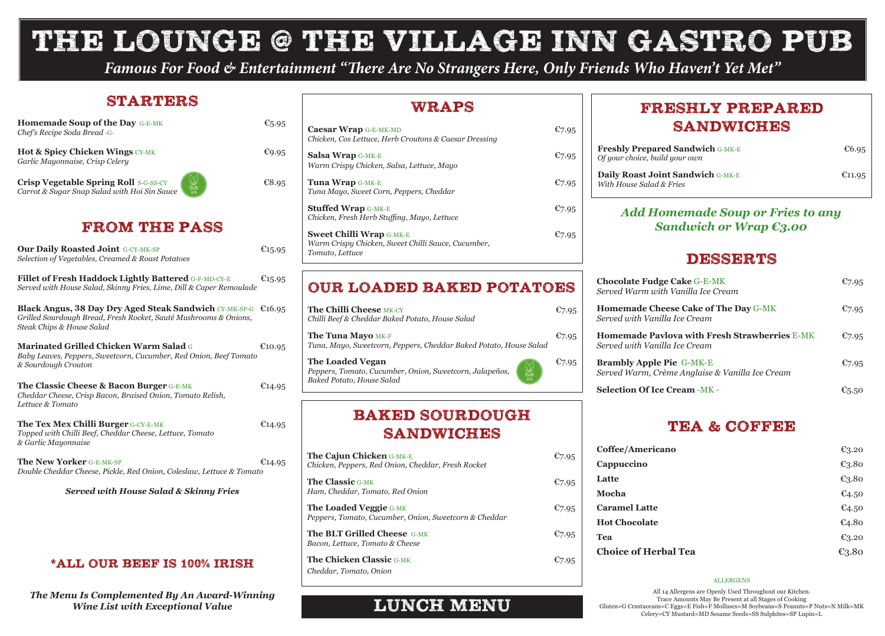# THE LOUNGE @ THE VILLAGE INN GASTRO PUB

*Famous For Food & Entertainment "There Are No Strangers Here, Only Friends Who Haven't Yet Met"*

## STARTERS

**Homemade Soup of the Day** G-E-MK — €5.95
*Chef's Recipe Soda Bread -G-*

**Hot & Spicy Chicken Wings** CY-MK — €9.95
*Garlic Mayonnaise, Crisp Celery*

**Crisp Vegetable Spring Roll** S-G-SS-CY (Vegan) — €8.95
*Carrot & Sugar Snap Salad with Hoi Sin Sauce*

## FROM THE PASS

**Our Daily Roasted Joint** G-CY-MK-SP — €15.95
*Selection of Vegetables, Creamed & Roast Potatoes*

**Fillet of Fresh Haddock Lightly Battered** G-F-MD-CY-E — €15.95
*Served with House Salad, Skinny Fries, Lime, Dill & Caper Remoulade*

**Black Angus, 38 Day Dry Aged Steak Sandwich** CY-MK-SP-G — €16.95
*Grilled Sourdough Bread, Fresh Rocket, Sauté Mushrooms & Onions, Steak Chips & House Salad*

**Marinated Grilled Chicken Warm Salad** G — €10.95
*Baby Leaves, Peppers, Sweetcorn, Cucumber, Red Onion, Beef Tomato & Sourdough Crouton*

**The Classic Cheese & Bacon Burger** G-E-MK — €14.95
*Cheddar Cheese, Crisp Bacon, Braised Onion, Tomato Relish, Lettuce & Tomato*

**The Tex Mex Chilli Burger** G-CY-E-MK — €14.95
*Topped with Chilli Beef, Cheddar Cheese, Lettuce, Tomato & Garlic Mayonnaise*

**The New Yorker** G-E-MK-SP — €14.95
*Double Cheddar Cheese, Pickle, Red Onion, Coleslaw, Lettuce & Tomato*

***Served with House Salad & Skinny Fries***

## *ALL OUR BEEF IS 100% IRISH

***The Menu Is Complemented By An Award-Winning Wine List with Exceptional Value***

## WRAPS

**Caesar Wrap** G-E-MK-MD — €7.95
*Chicken, Cos Lettuce, Herb Croutons & Caesar Dressing*

**Salsa Wrap** G-MK-E — €7.95
*Warm Crispy Chicken, Salsa, Lettuce, Mayo*

**Tuna Wrap** G-MK-E — €7.95
*Tuna Mayo, Sweet Corn, Peppers, Cheddar*

**Stuffed Wrap** G-MK-E — €7.95
*Chicken, Fresh Herb Stuffing, Mayo, Lettuce*

**Sweet Chilli Wrap** G-MK-E — €7.95
*Warm Crispy Chicken, Sweet Chilli Sauce, Cucumber, Tomato, Lettuce*

## OUR LOADED BAKED POTATOES

**The Chilli Cheese** MK-CY — €7.95
*Chilli Beef & Cheddar Baked Potato, House Salad*

**The Tuna Mayo** MK-F — €7.95
*Tuna, Mayo, Sweetcorn, Peppers, Cheddar Baked Potato, House Salad*

**The Loaded Vegan** (Vegan) — €7.95
*Peppers, Tomato, Cucumber, Onion, Sweetcorn, Jalapeños, Baked Potato, House Salad*

## BAKED SOURDOUGH SANDWICHES

**The Cajun Chicken** G-MK-E — €7.95
*Chicken, Peppers, Red Onion, Cheddar, Fresh Rocket*

**The Classic** G-MK — €7.95
*Ham, Cheddar, Tomato, Red Onion*

**The Loaded Veggie** G-MK — €7.95
*Peppers, Tomato, Cucumber, Onion, Sweetcorn & Cheddar*

**The BLT Grilled Cheese** G-MK — €7.95
*Bacon, Lettuce, Tomato & Cheese*

**The Chicken Classic** G-MK — €7.95
*Cheddar, Tomato, Onion*

## LUNCH MENU

## FRESHLY PREPARED SANDWICHES

**Freshly Prepared Sandwich** G-MK-E — €6.95
*Of your choice, build your own*

**Daily Roast Joint Sandwich** G-MK-E — €11.95
*With House Salad & Fries*

***Add Homemade Soup or Fries to any Sandwich or Wrap €3.00***

## DESSERTS

**Chocolate Fudge Cake** G-E-MK — €7.95
*Served Warm with Vanilla Ice Cream*

**Homemade Cheese Cake of The Day** G-MK — €7.95
*Served with Vanilla Ice Cream*

**Homemade Pavlova with Fresh Strawberries** E-MK — €7.95
*Served with Vanilla Ice Cream*

**Brambly Apple Pie** G-MK-E — €7.95
*Served Warm, Crème Anglaise & Vanilla Ice Cream*

**Selection Of Ice Cream** -MK- — €5.50

## TEA & COFFEE

| | |
|---|---|
| **Coffee/Americano** | €3.20 |
| **Cappuccino** | €3.80 |
| **Latte** | €3.80 |
| **Mocha** | €4.50 |
| **Caramel Latte** | €4.50 |
| **Hot Chocolate** | €4.80 |
| **Tea** | €3.20 |
| **Choice of Herbal Tea** | €3.80 |

ALLERGENS

All 14 Allergens are Openly Used Throughout our Kitchen.
Trace Amounts May Be Present at all Stages of Cooking
Gluten=G Crustaceans=C Eggs=E Fish=F Molluscs=M Soybeans=S Peanuts=P Nuts=N Milk=MK
Celery=CY Mustard=MD Sesame Seeds=SS Sulphites=SP Lupin=L